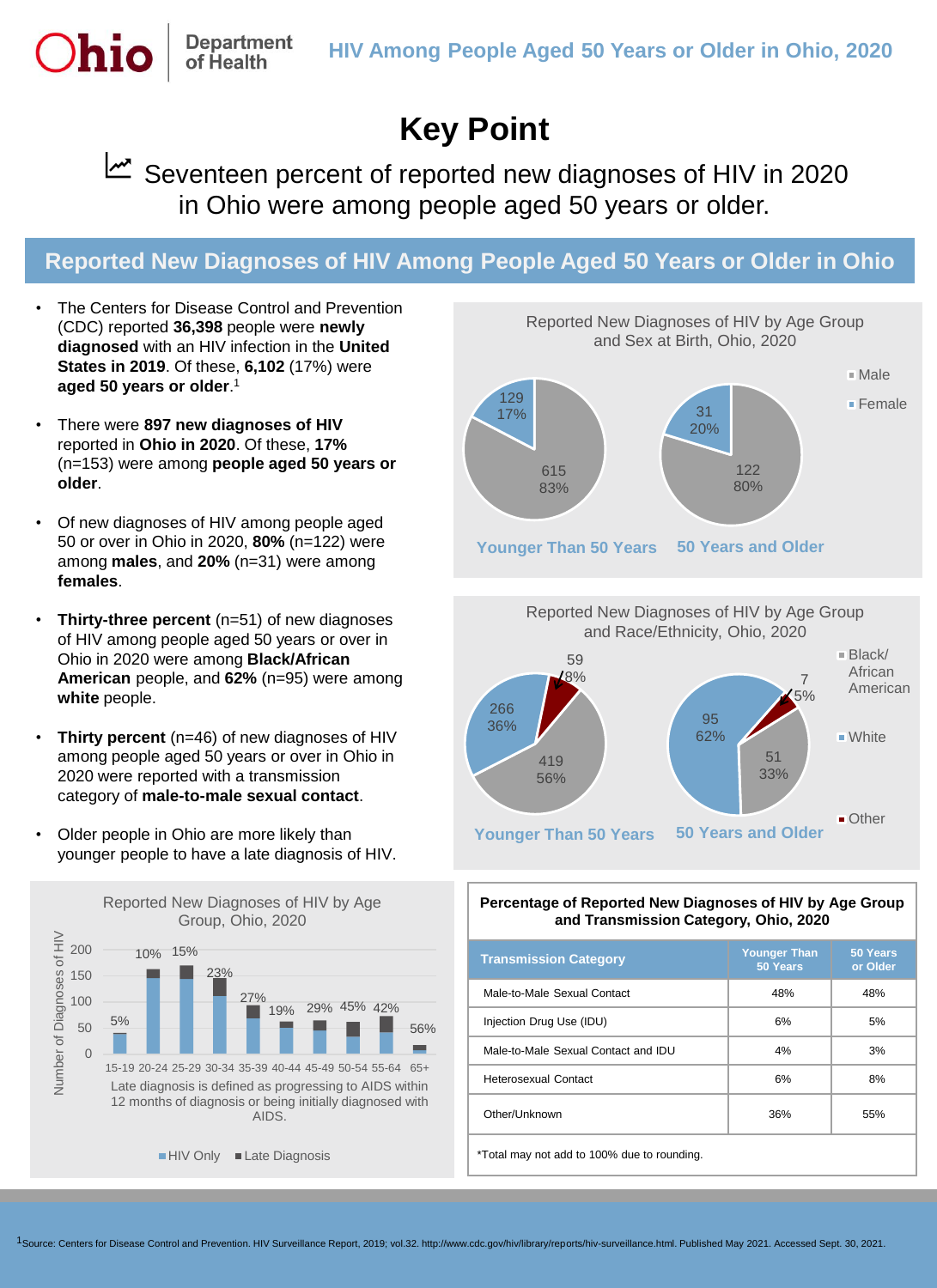# HIV Among People Aged 50 Years or Older in Ohio, 2020

## Key Point

Seventeen percent of reported new diagnoses of HIV in 2020 in Ohio were among people aged 50 years or older.

## Reported New Diagnoses of HIV Among People Aged 50 Years or Older in Ohio

- The Centers for Disease Control and Prevention (CDC) reported **36,398** people were **newly diagnosed** with an HIV infection in the **United States in 2019**. Of these, **6,102** (17%) were **aged 50 years or older**.[1]
- There were **897 new diagnoses of HIV** reported in **Ohio in 2020**. Of these, **17%** (n=153) were among **people aged 50 years or older**.
- Of new diagnoses of HIV among people aged 50 or over in Ohio in 2020, **80%** (n=122) were among **males**, and **20%** (n=31) were among **females**.
- **Thirty-three percent** (n=51) of new diagnoses of HIV among people aged 50 years or over in Ohio in 2020 were among **Black/African American** people, and **62%** (n=95) were among **white** people.
- **Thirty percent** (n=46) of new diagnoses of HIV among people aged 50 years or over in Ohio in 2020 were reported with a transmission category of **male-to-male sexual contact**.
- Older people in Ohio are more likely than younger people to have a late diagnosis of HIV.

**Reported New Diagnoses of HIV by Age Group and Sex at Birth, Ohio, 2020**

| Sex at Birth | Younger Than 50 Years | 50 Years and Older |
|---|---|---|
| Male | 615 (83%) | 122 (80%) |
| Female | 129 (17%) | 31 (20%) |

**Reported New Diagnoses of HIV by Age Group and Race/Ethnicity, Ohio, 2020**

| Race/Ethnicity | Younger Than 50 Years | 50 Years and Older |
|---|---|---|
| Black/African American | 419 (56%) | 51 (33%) |
| White | 266 (36%) | 95 (62%) |
| Other | 59 (8%) | 7 (5%) |

**Reported New Diagnoses of HIV by Age Group, Ohio, 2020**

Percentage of late diagnosis by age group:

| Age Group | Late Diagnosis |
|---|---|
| 15-19 | 5% |
| 20-24 | 10% |
| 25-29 | 15% |
| 30-34 | 23% |
| 35-39 | 27% |
| 40-44 | 19% |
| 45-49 | 29% |
| 50-54 | 45% |
| 55-64 | 42% |
| 65+ | 56% |

Late diagnosis is defined as progressing to AIDS within 12 months of diagnosis or being initially diagnosed with AIDS.

**Percentage of Reported New Diagnoses of HIV by Age Group and Transmission Category, Ohio, 2020**

| Transmission Category | Younger Than 50 Years | 50 Years or Older |
|---|---|---|
| Male-to-Male Sexual Contact | 48% | 48% |
| Injection Drug Use (IDU) | 6% | 5% |
| Male-to-Male Sexual Contact and IDU | 4% | 3% |
| Heterosexual Contact | 6% | 8% |
| Other/Unknown | 36% | 55% |

*Total may not add to 100% due to rounding.

[1] Source: Centers for Disease Control and Prevention. HIV Surveillance Report, 2019; vol.32. http://www.cdc.gov/hiv/library/reports/hiv-surveillance.html. Published May 2021. Accessed Sept. 30, 2021.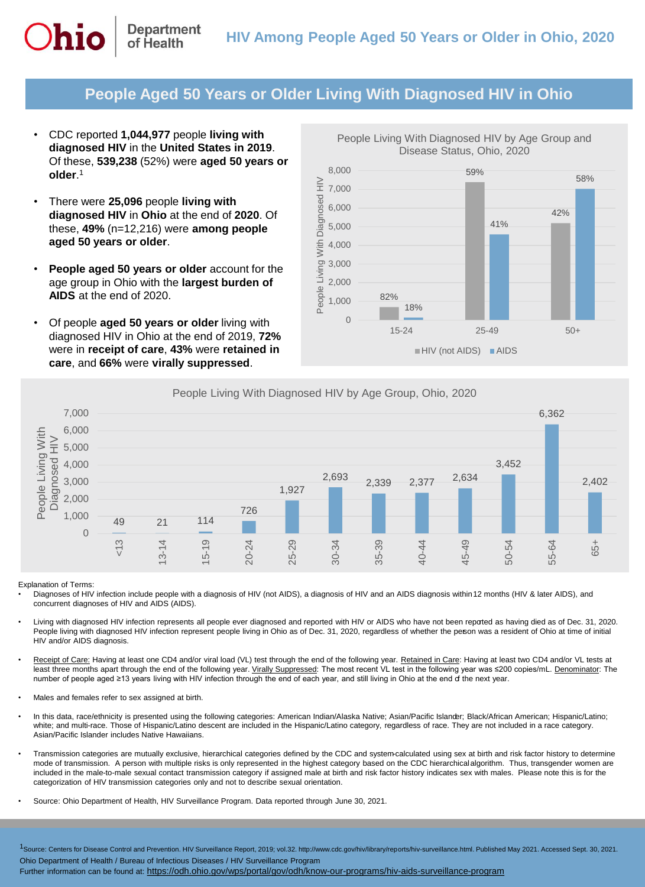# HIV Among People Aged 50 Years or Older in Ohio, 2020

## People Aged 50 Years or Older Living With Diagnosed HIV in Ohio

- CDC reported **1,044,977** people **living with diagnosed HIV** in the **United States in 2019**. Of these, **539,238** (52%) were **aged 50 years or older**.[1]
- There were **25,096** people **living with diagnosed HIV** in **Ohio** at the end of **2020**. Of these, **49%** (n=12,216) were **among people aged 50 years or older**.
- **People aged 50 years or older** account for the age group in Ohio with the **largest burden of AIDS** at the end of 2020.
- Of people **aged 50 years or older** living with diagnosed HIV in Ohio at the end of 2019, **72%** were in **receipt of care**, **43%** were **retained in care**, and **66%** were **virally suppressed**.

People Living With Diagnosed HIV by Age Group and Disease Status, Ohio, 2020

People Living With Diagnosed HIV

8,000
7,000
6,000
5,000
4,000
3,000
2,000
1,000
0

15-24: 82%, 18%
25-49: 59%, 41%
50+: 42%, 58%

HIV (not AIDS) AIDS

People Living With Diagnosed HIV by Age Group, Ohio, 2020

People Living With Diagnosed HIV

7,000
6,000
5,000
4,000
3,000
2,000
1,000
0

<13: 49
13-14: 21
15-19: 114
20-24: 726
25-29: 1,927
30-34: 2,693
35-39: 2,339
40-44: 2,377
45-49: 2,634
50-54: 3,452
55-64: 6,362
65+: 2,402

Explanation of Terms:

- Diagnoses of HIV infection include people with a diagnosis of HIV (not AIDS), a diagnosis of HIV and an AIDS diagnosis within 12 months (HIV & later AIDS), and concurrent diagnoses of HIV and AIDS (AIDS).
- Living with diagnosed HIV infection represents all people ever diagnosed and reported with HIV or AIDS who have not been reported as having died as of Dec. 31, 2020. People living with diagnosed HIV infection represent people living in Ohio as of Dec. 31, 2020, regardless of whether the person was a resident of Ohio at time of initial HIV and/or AIDS diagnosis.
- Receipt of Care: Having at least one CD4 and/or viral load (VL) test through the end of the following year. Retained in Care: Having at least two CD4 and/or VL tests at least three months apart through the end of the following year. Virally Suppressed: The most recent VL test in the following year was ≤200 copies/mL. Denominator: The number of people aged ≥13 years living with HIV infection through the end of each year, and still living in Ohio at the end of the next year.
- Males and females refer to sex assigned at birth.
- In this data, race/ethnicity is presented using the following categories: American Indian/Alaska Native; Asian/Pacific Islander; Black/African American; Hispanic/Latino; white; and multi-race. Those of Hispanic/Latino descent are included in the Hispanic/Latino category, regardless of race. They are not included in a race category. Asian/Pacific Islander includes Native Hawaiians.
- Transmission categories are mutually exclusive, hierarchical categories defined by the CDC and system-calculated using sex at birth and risk factor history to determine mode of transmission. A person with multiple risks is only represented in the highest category based on the CDC hierarchical algorithm. Thus, transgender women are included in the male-to-male sexual contact transmission category if assigned male at birth and risk factor history indicates sex with males. Please note this is for the categorization of HIV transmission categories only and not to describe sexual orientation.
- Source: Ohio Department of Health, HIV Surveillance Program. Data reported through June 30, 2021.

[1]Source: Centers for Disease Control and Prevention. HIV Surveillance Report, 2019; vol.32. http://www.cdc.gov/hiv/library/reports/hiv-surveillance.html. Published May 2021. Accessed Sept. 30, 2021.

Ohio Department of Health / Bureau of Infectious Diseases / HIV Surveillance Program

Further information can be found at: https://odh.ohio.gov/wps/portal/gov/odh/know-our-programs/hiv-aids-surveillance-program